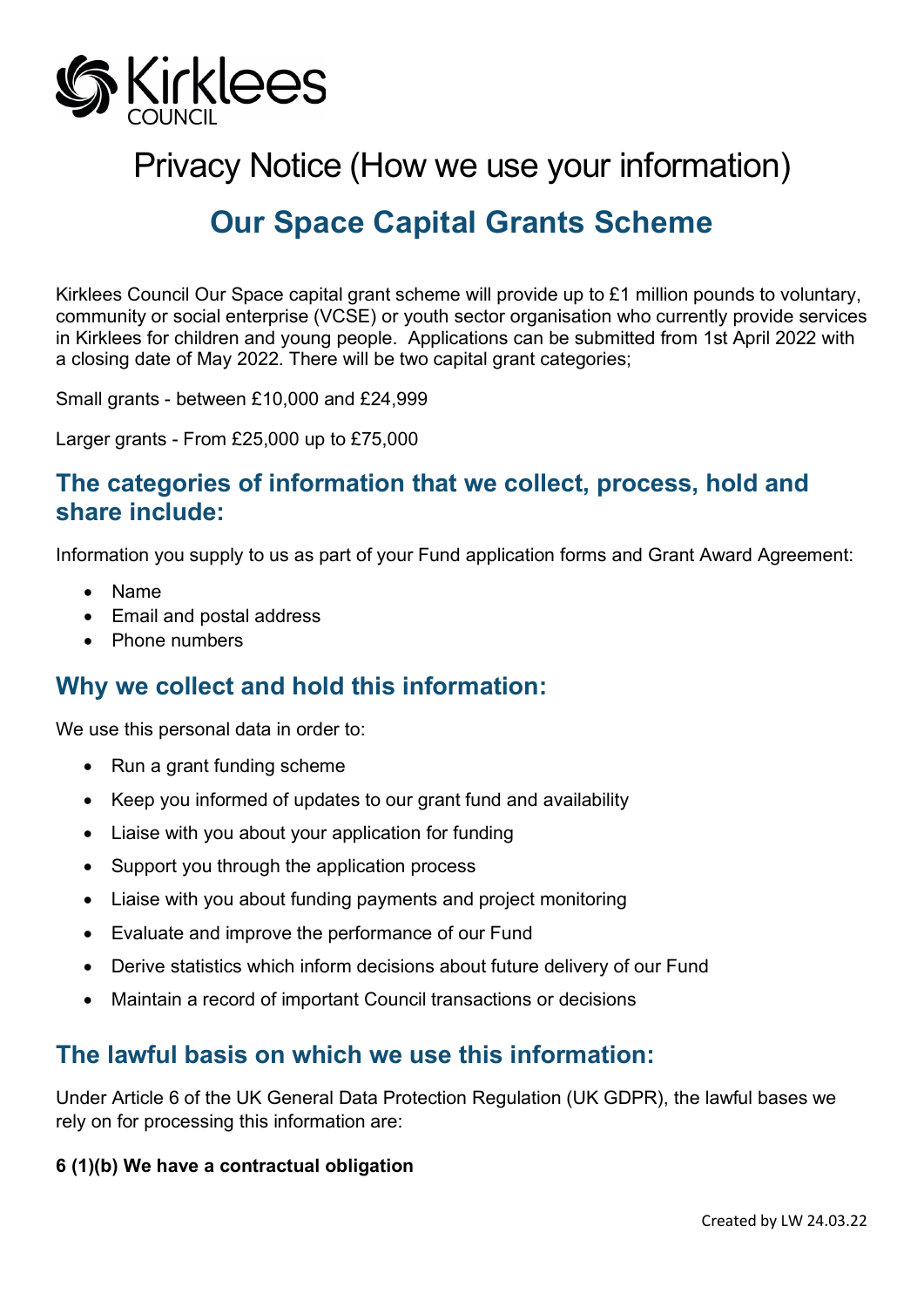Kirklees COUNCIL

# Privacy Notice (How we use your information)

# Our Space Capital Grants Scheme

Kirklees Council Our Space capital grant scheme will provide up to £1 million pounds to voluntary, community or social enterprise (VCSE) or youth sector organisation who currently provide services in Kirklees for children and young people. Applications can be submitted from 1st April 2022 with a closing date of May 2022. There will be two capital grant categories;

Small grants - between £10,000 and £24,999

Larger grants - From £25,000 up to £75,000

## The categories of information that we collect, process, hold and share include:

Information you supply to us as part of your Fund application forms and Grant Award Agreement:

- Name
- Email and postal address
- Phone numbers

## Why we collect and hold this information:

We use this personal data in order to:

- Run a grant funding scheme
- Keep you informed of updates to our grant fund and availability
- Liaise with you about your application for funding
- Support you through the application process
- Liaise with you about funding payments and project monitoring
- Evaluate and improve the performance of our Fund
- Derive statistics which inform decisions about future delivery of our Fund
- Maintain a record of important Council transactions or decisions

## The lawful basis on which we use this information:

Under Article 6 of the UK General Data Protection Regulation (UK GDPR), the lawful bases we rely on for processing this information are:

**6 (1)(b) We have a contractual obligation**

Created by LW 24.03.22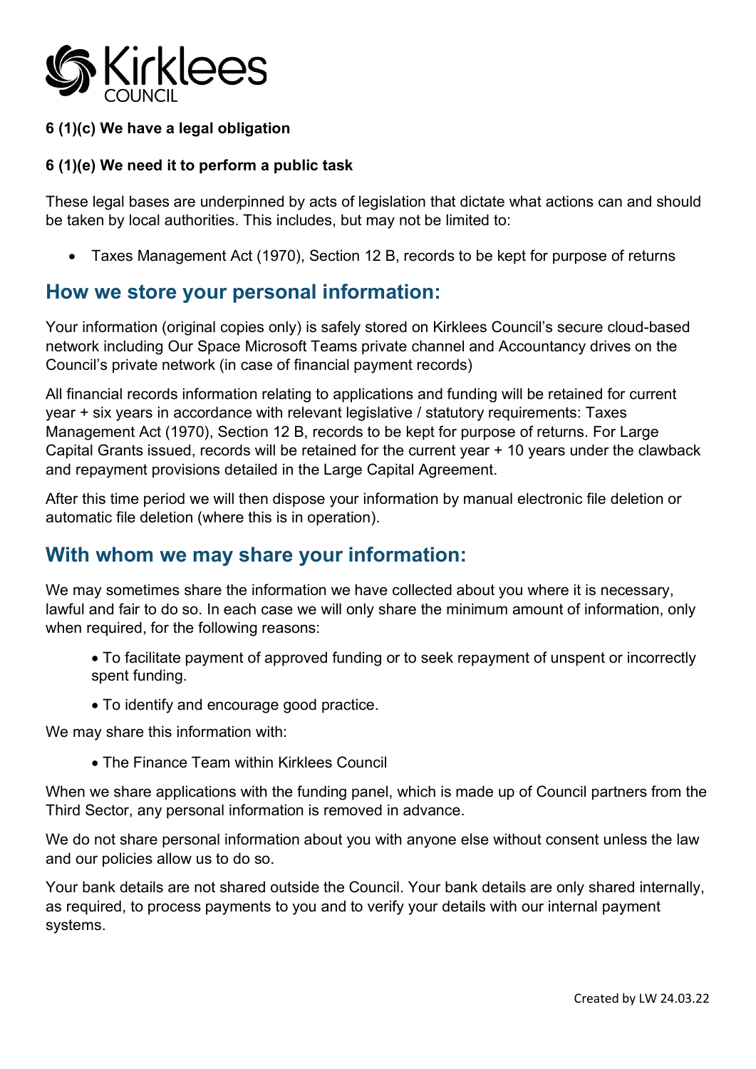**6 (1)(c) We have a legal obligation**

**6 (1)(e) We need it to perform a public task**

These legal bases are underpinned by acts of legislation that dictate what actions can and should be taken by local authorities. This includes, but may not be limited to:

- Taxes Management Act (1970), Section 12 B, records to be kept for purpose of returns

## How we store your personal information:

Your information (original copies only) is safely stored on Kirklees Council's secure cloud-based network including Our Space Microsoft Teams private channel and Accountancy drives on the Council's private network (in case of financial payment records)

All financial records information relating to applications and funding will be retained for current year + six years in accordance with relevant legislative / statutory requirements: Taxes Management Act (1970), Section 12 B, records to be kept for purpose of returns. For Large Capital Grants issued, records will be retained for the current year + 10 years under the clawback and repayment provisions detailed in the Large Capital Agreement.

After this time period we will then dispose your information by manual electronic file deletion or automatic file deletion (where this is in operation).

## With whom we may share your information:

We may sometimes share the information we have collected about you where it is necessary, lawful and fair to do so. In each case we will only share the minimum amount of information, only when required, for the following reasons:

- To facilitate payment of approved funding or to seek repayment of unspent or incorrectly spent funding.
- To identify and encourage good practice.

We may share this information with:

- The Finance Team within Kirklees Council

When we share applications with the funding panel, which is made up of Council partners from the Third Sector, any personal information is removed in advance.

We do not share personal information about you with anyone else without consent unless the law and our policies allow us to do so.

Your bank details are not shared outside the Council. Your bank details are only shared internally, as required, to process payments to you and to verify your details with our internal payment systems.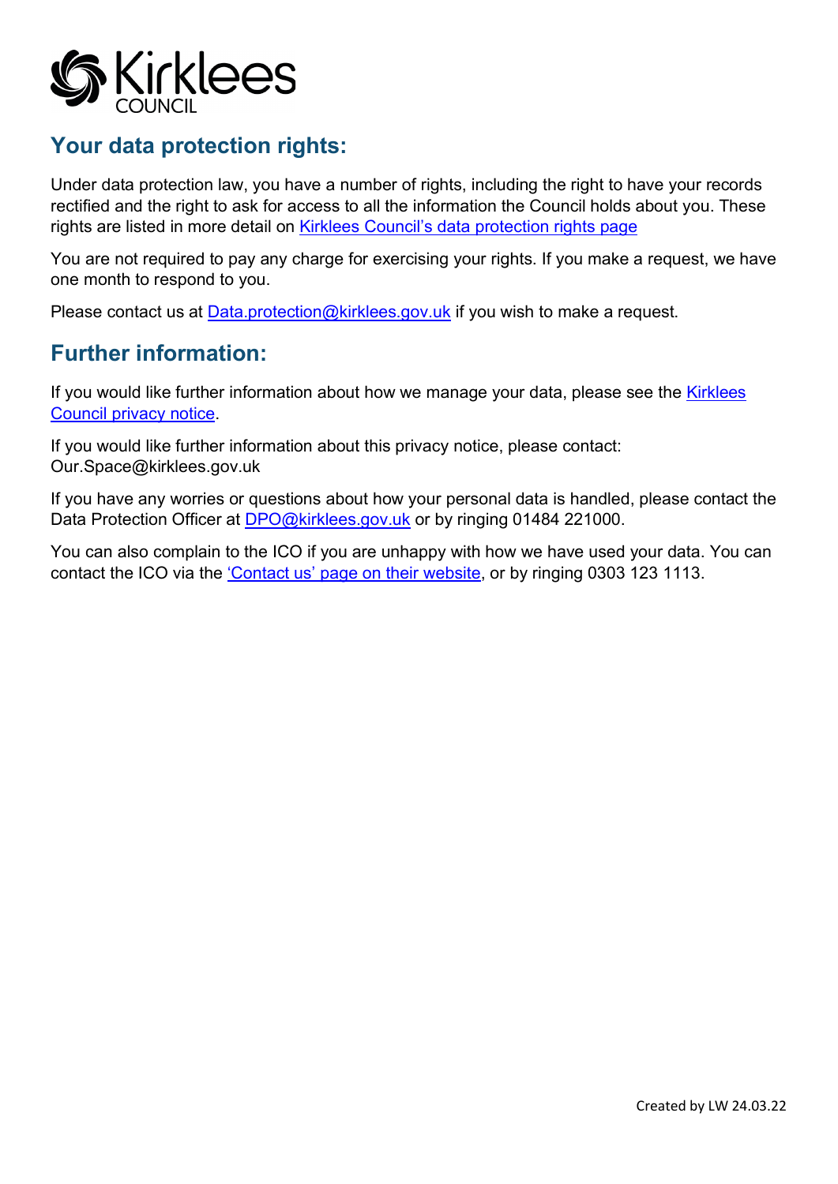## Your data protection rights:

Under data protection law, you have a number of rights, including the right to have your records rectified and the right to ask for access to all the information the Council holds about you. These rights are listed in more detail on Kirklees Council's data protection rights page

You are not required to pay any charge for exercising your rights. If you make a request, we have one month to respond to you.

Please contact us at Data.protection@kirklees.gov.uk if you wish to make a request.

## Further information:

If you would like further information about how we manage your data, please see the Kirklees Council privacy notice.

If you would like further information about this privacy notice, please contact: Our.Space@kirklees.gov.uk

If you have any worries or questions about how your personal data is handled, please contact the Data Protection Officer at DPO@kirklees.gov.uk or by ringing 01484 221000.

You can also complain to the ICO if you are unhappy with how we have used your data. You can contact the ICO via the 'Contact us' page on their website, or by ringing 0303 123 1113.

Created by LW 24.03.22